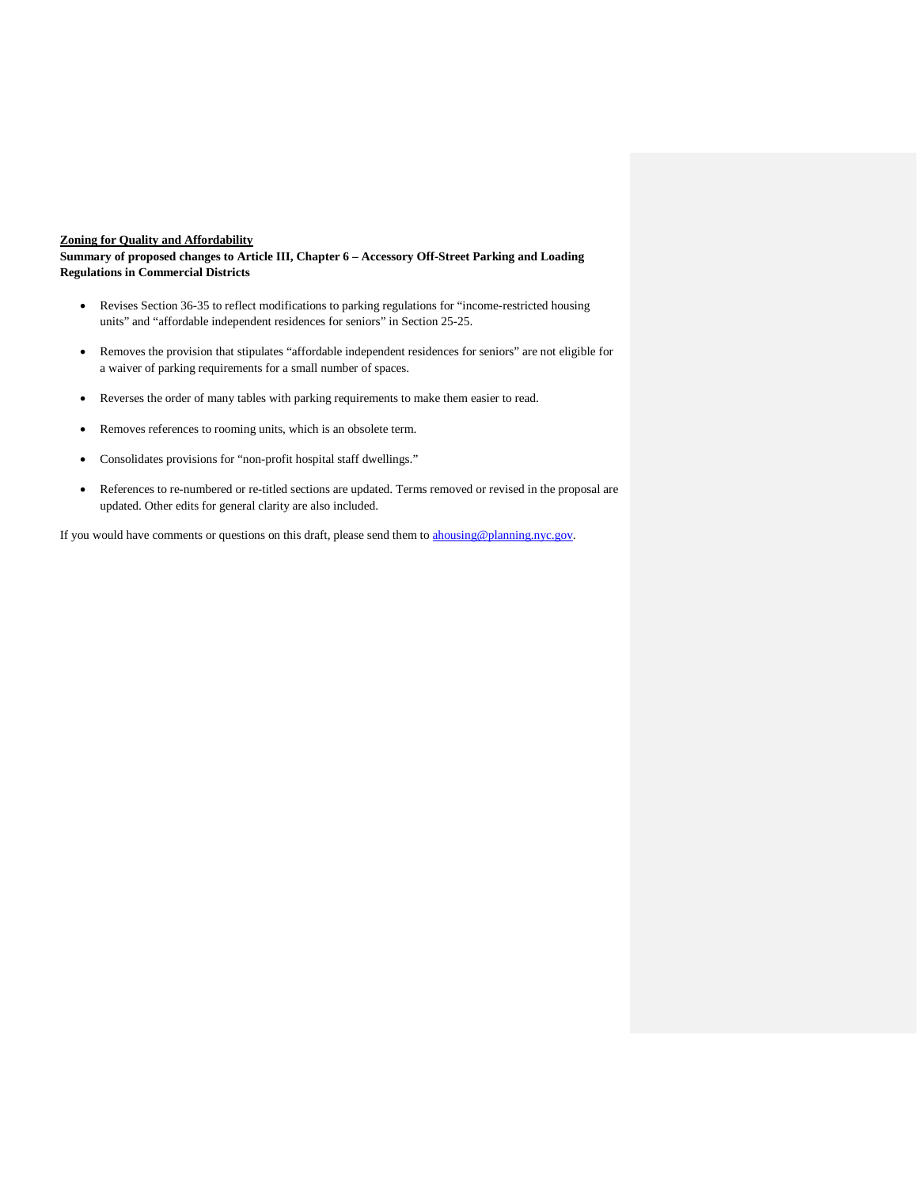**Zoning for Quality and Affordability**

**Summary of proposed changes to Article III, Chapter 6 – Accessory Off-Street Parking and Loading Regulations in Commercial Districts**

- Revises Section 36-35 to reflect modifications to parking regulations for "income-restricted housing units" and "affordable independent residences for seniors" in Section 25-25.
- Removes the provision that stipulates "affordable independent residences for seniors" are not eligible for a waiver of parking requirements for a small number of spaces.
- Reverses the order of many tables with parking requirements to make them easier to read.
- Removes references to rooming units, which is an obsolete term.
- Consolidates provisions for "non-profit hospital staff dwellings."
- References to re-numbered or re-titled sections are updated. Terms removed or revised in the proposal are updated. Other edits for general clarity are also included.

If you would have comments or questions on this draft, please send them to ahousing@planning.nyc.gov.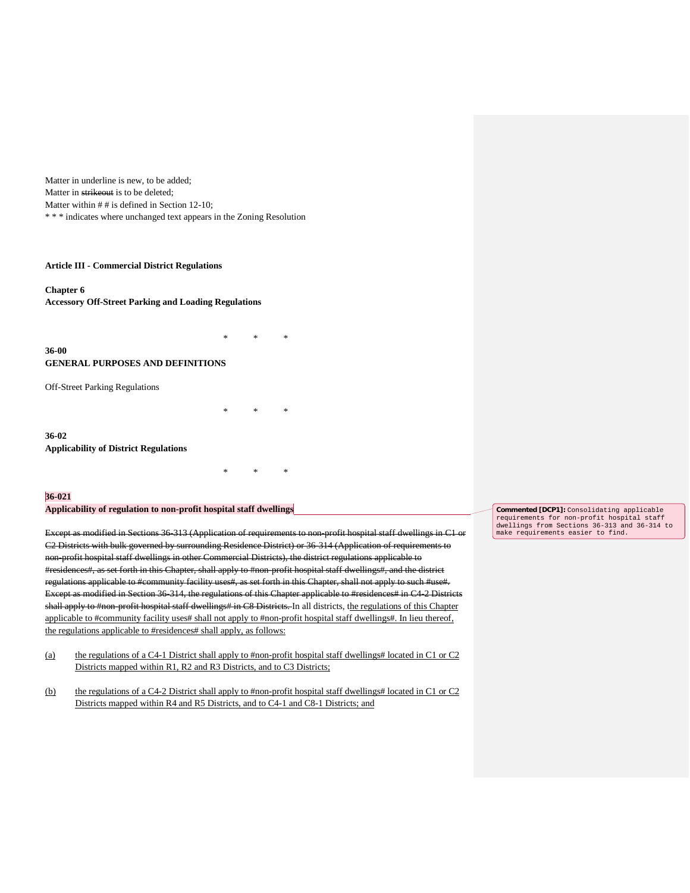Matter in underline is new, to be added;
Matter in ~~strikeout~~ is to be deleted;
Matter within # # is defined in Section 12-10;
\* \* \* indicates where unchanged text appears in the Zoning Resolution

**Article III - Commercial District Regulations**

**Chapter 6**
**Accessory Off-Street Parking and Loading Regulations**

\* \* \*

**36-00**
**GENERAL PURPOSES AND DEFINITIONS**

Off-Street Parking Regulations

\* \* \*

**36-02**
**Applicability of District Regulations**

\* \* \*

**36-021**
**Applicability of regulation to non-profit hospital staff dwellings**

Commented [DCP1]: Consolidating applicable requirements for non-profit hospital staff dwellings from Sections 36-313 and 36-314 to make requirements easier to find.

~~Except as modified in Sections 36-313 (Application of requirements to non-profit hospital staff dwellings in C1 or C2 Districts with bulk governed by surrounding Residence District) or 36-314 (Application of requirements to non-profit hospital staff dwellings in other Commercial Districts), the district regulations applicable to #residences#, as set forth in this Chapter, shall apply to #non-profit hospital staff dwellings#, and the district regulations applicable to #community facility uses#, as set forth in this Chapter, shall not apply to such #use#. Except as modified in Section 36-314, the regulations of this Chapter applicable to #residences# in C4-2 Districts shall apply to #non-profit hospital staff dwellings# in C8 Districts.~~ In all districts, <u>the regulations of this Chapter applicable to #community facility uses# shall not apply to #non-profit hospital staff dwellings#. In lieu thereof, the regulations applicable to #residences# shall apply, as follows:</u>

<u>(a)</u> <u>the regulations of a C4-1 District shall apply to #non-profit hospital staff dwellings# located in C1 or C2 Districts mapped within R1, R2 and R3 Districts, and to C3 Districts;</u>

<u>(b)</u> <u>the regulations of a C4-2 District shall apply to #non-profit hospital staff dwellings# located in C1 or C2 Districts mapped within R4 and R5 Districts, and to C4-1 and C8-1 Districts; and</u>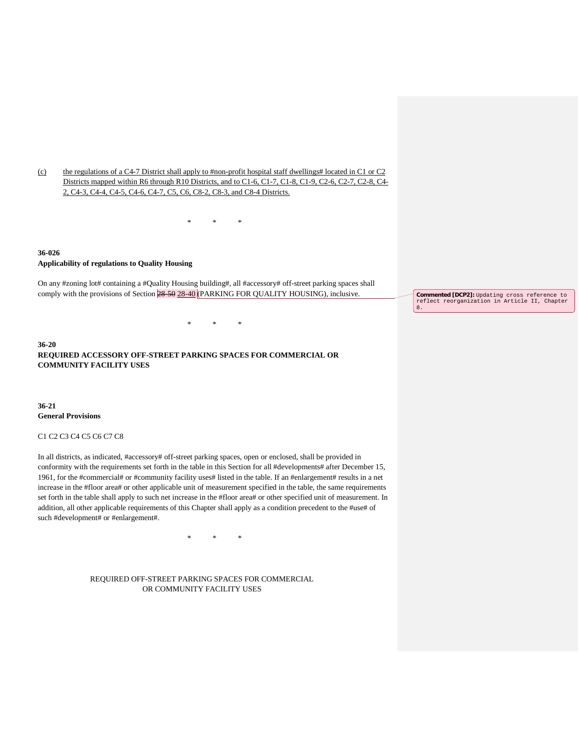(c) the regulations of a C4-7 District shall apply to #non-profit hospital staff dwellings# located in C1 or C2 Districts mapped within R6 through R10 Districts, and to C1-6, C1-7, C1-8, C1-9, C2-6, C2-7, C2-8, C4-2, C4-3, C4-4, C4-5, C4-6, C4-7, C5, C6, C8-2, C8-3, and C8-4 Districts.

\* \* \*

**36-026**
**Applicability of regulations to Quality Housing**

On any #zoning lot# containing a #Quality Housing building#, all #accessory# off-street parking spaces shall comply with the provisions of Section ~~28-50~~ 28-40 (PARKING FOR QUALITY HOUSING), inclusive.

**Commented [DCP2]:** Updating cross reference to reflect reorganization in Article II, Chapter 8.

\* \* \*

**36-20**
**REQUIRED ACCESSORY OFF-STREET PARKING SPACES FOR COMMERCIAL OR COMMUNITY FACILITY USES**

**36-21**
**General Provisions**

C1 C2 C3 C4 C5 C6 C7 C8

In all districts, as indicated, #accessory# off-street parking spaces, open or enclosed, shall be provided in conformity with the requirements set forth in the table in this Section for all #developments# after December 15, 1961, for the #commercial# or #community facility uses# listed in the table. If an #enlargement# results in a net increase in the #floor area# or other applicable unit of measurement specified in the table, the same requirements set forth in the table shall apply to such net increase in the #floor area# or other specified unit of measurement. In addition, all other applicable requirements of this Chapter shall apply as a condition precedent to the #use# of such #development# or #enlargement#.

\* \* \*

REQUIRED OFF-STREET PARKING SPACES FOR COMMERCIAL OR COMMUNITY FACILITY USES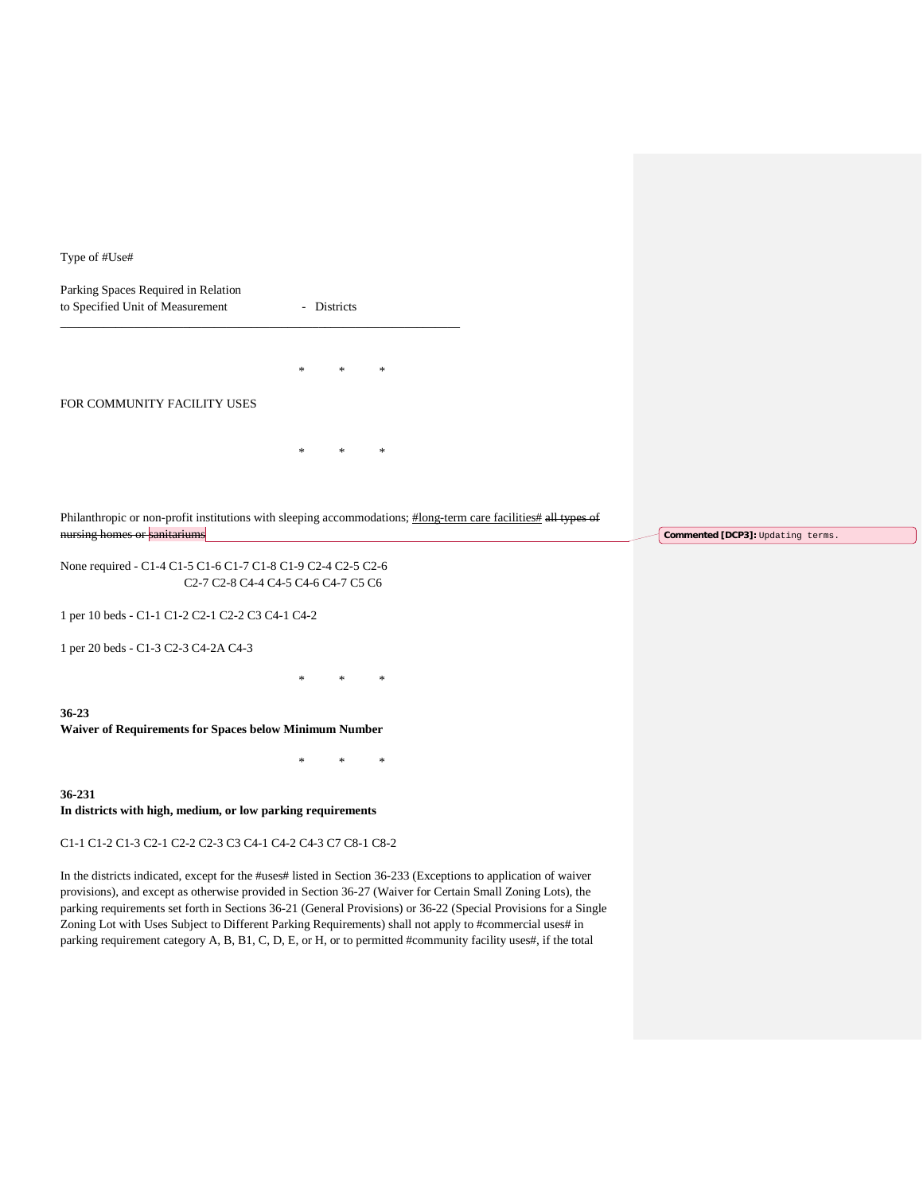Type of #Use#

Parking Spaces Required in Relation
to Specified Unit of Measurement - Districts

---

\* \* \*

FOR COMMUNITY FACILITY USES

\* \* \*

Philanthropic or non-profit institutions with sleeping accommodations; <u>#long-term care facilities#</u> ~~all types of nursing homes or sanitariums~~

None required - C1-4 C1-5 C1-6 C1-7 C1-8 C1-9 C2-4 C2-5 C2-6 C2-7 C2-8 C4-4 C4-5 C4-6 C4-7 C5 C6

1 per 10 beds - C1-1 C1-2 C2-1 C2-2 C3 C4-1 C4-2

1 per 20 beds - C1-3 C2-3 C4-2A C4-3

\* \* \*

**36-23**
**Waiver of Requirements for Spaces below Minimum Number**

\* \* \*

**36-231**
**In districts with high, medium, or low parking requirements**

C1-1 C1-2 C1-3 C2-1 C2-2 C2-3 C3 C4-1 C4-2 C4-3 C7 C8-1 C8-2

In the districts indicated, except for the #uses# listed in Section 36-233 (Exceptions to application of waiver provisions), and except as otherwise provided in Section 36-27 (Waiver for Certain Small Zoning Lots), the parking requirements set forth in Sections 36-21 (General Provisions) or 36-22 (Special Provisions for a Single Zoning Lot with Uses Subject to Different Parking Requirements) shall not apply to #commercial uses# in parking requirement category A, B, B1, C, D, E, or H, or to permitted #community facility uses#, if the total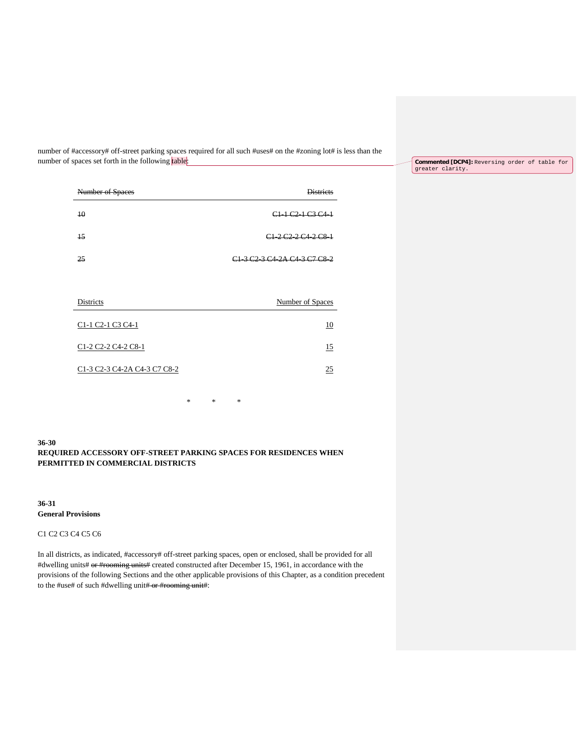number of #accessory# off-street parking spaces required for all such #uses# on the #zoning lot# is less than the number of spaces set forth in the following table:

Commented [DCP4]: Reversing order of table for greater clarity.

| ~~Number of Spaces~~ | ~~Districts~~ |
|---|---|
| ~~10~~ | ~~C1-1 C2-1 C3 C4-1~~ |
| ~~15~~ | ~~C1-2 C2-2 C4-2 C8-1~~ |
| ~~25~~ | ~~C1-3 C2-3 C4-2A C4-3 C7 C8-2~~ |

| Districts | Number of Spaces |
|---|---|
| C1-1 C2-1 C3 C4-1 | 10 |
| C1-2 C2-2 C4-2 C8-1 | 15 |
| C1-3 C2-3 C4-2A C4-3 C7 C8-2 | 25 |

\*  \*  \*

**36-30**
**REQUIRED ACCESSORY OFF-STREET PARKING SPACES FOR RESIDENCES WHEN PERMITTED IN COMMERCIAL DISTRICTS**

**36-31**
**General Provisions**

C1 C2 C3 C4 C5 C6

In all districts, as indicated, #accessory# off-street parking spaces, open or enclosed, shall be provided for all #dwelling units# ~~or #rooming units#~~ created constructed after December 15, 1961, in accordance with the provisions of the following Sections and the other applicable provisions of this Chapter, as a condition precedent to the #use# of such #dwelling unit# ~~or #rooming unit#~~: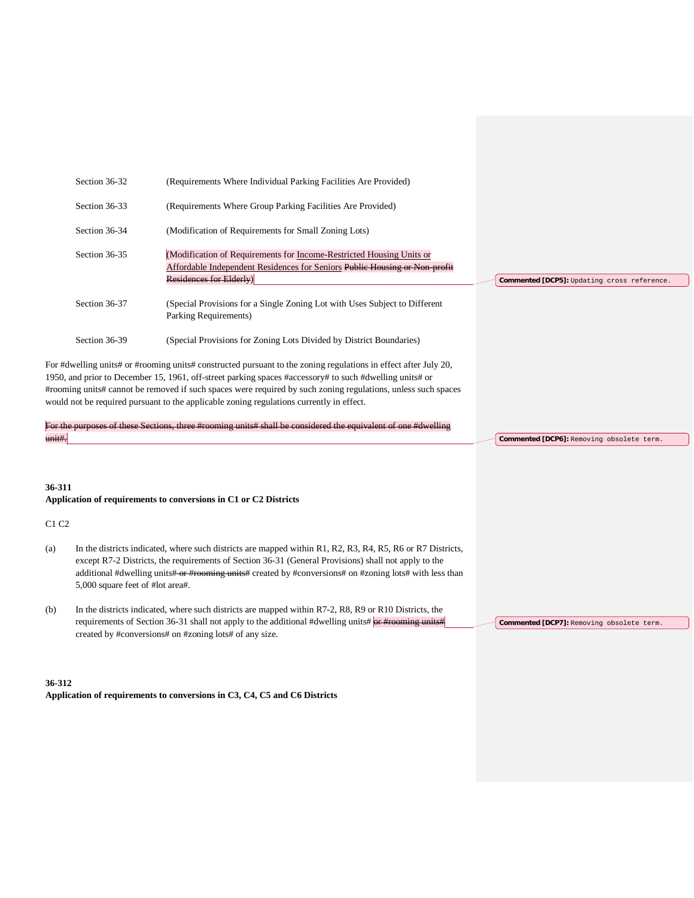| | |
|---|---|
| Section 36-32 | (Requirements Where Individual Parking Facilities Are Provided) |
| Section 36-33 | (Requirements Where Group Parking Facilities Are Provided) |
| Section 36-34 | (Modification of Requirements for Small Zoning Lots) |
| Section 36-35 | (Modification of Requirements for Income-Restricted Housing Units or Affordable Independent Residences for Seniors ~~Public Housing or Non-profit Residences for Elderly~~) |
| Section 36-37 | (Special Provisions for a Single Zoning Lot with Uses Subject to Different Parking Requirements) |
| Section 36-39 | (Special Provisions for Zoning Lots Divided by District Boundaries) |

Commented [DCP5]: Updating cross reference.

For #dwelling units# or #rooming units# constructed pursuant to the zoning regulations in effect after July 20, 1950, and prior to December 15, 1961, off-street parking spaces #accessory# to such #dwelling units# or #rooming units# cannot be removed if such spaces were required by such zoning regulations, unless such spaces would not be required pursuant to the applicable zoning regulations currently in effect.

~~For the purposes of these Sections, three #rooming units# shall be considered the equivalent of one #dwelling unit#.~~

Commented [DCP6]: Removing obsolete term.

**36-311**
**Application of requirements to conversions in C1 or C2 Districts**

C1 C2

(a) In the districts indicated, where such districts are mapped within R1, R2, R3, R4, R5, R6 or R7 Districts, except R7-2 Districts, the requirements of Section 36-31 (General Provisions) shall not apply to the additional #dwelling units#~~ or #rooming units#~~ created by #conversions# on #zoning lots# with less than 5,000 square feet of #lot area#.

(b) In the districts indicated, where such districts are mapped within R7-2, R8, R9 or R10 Districts, the requirements of Section 36-31 shall not apply to the additional #dwelling units# ~~or #rooming units#~~ created by #conversions# on #zoning lots# of any size.

Commented [DCP7]: Removing obsolete term.

**36-312**
**Application of requirements to conversions in C3, C4, C5 and C6 Districts**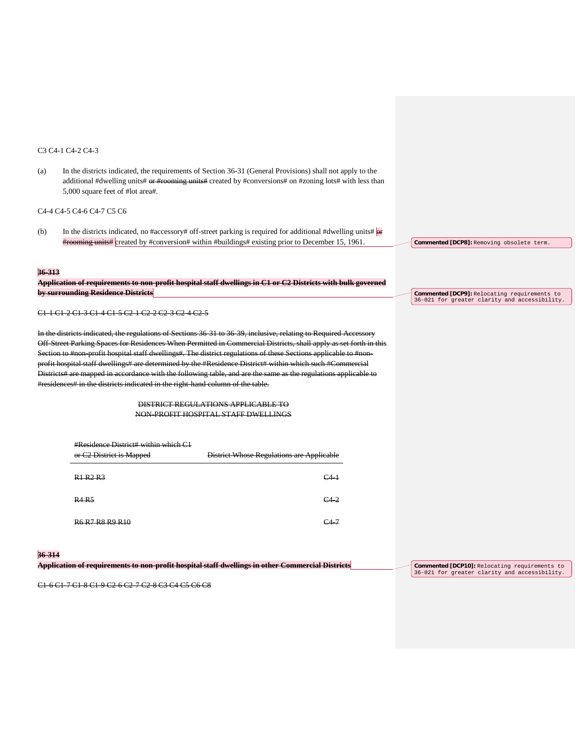C3 C4-1 C4-2 C4-3

(a) In the districts indicated, the requirements of Section 36-31 (General Provisions) shall not apply to the additional #dwelling units# ~~or #rooming units#~~ created by #conversions# on #zoning lots# with less than 5,000 square feet of #lot area#.

C4-4 C4-5 C4-6 C4-7 C5 C6

(b) In the districts indicated, no #accessory# off-street parking is required for additional #dwelling units# ~~or #rooming units#~~ created by #conversion# within #buildings# existing prior to December 15, 1961.

**Commented [DCP8]:** Removing obsolete term.

~~**36-313**~~

~~**Application of requirements to non-profit hospital staff dwellings in C1 or C2 Districts with bulk governed by surrounding Residence Districts**~~

**Commented [DCP9]:** Relocating requirements to 36-021 for greater clarity and accessibility.

~~C1-1 C1-2 C1-3 C1-4 C1-5 C2-1 C2-2 C2-3 C2-4 C2-5~~

~~In the districts indicated, the regulations of Sections 36-31 to 36-39, inclusive, relating to Required Accessory Off-Street Parking Spaces for Residences When Permitted in Commercial Districts, shall apply as set forth in this Section to #non-profit hospital staff dwellings#. The district regulations of these Sections applicable to #non-profit hospital staff dwellings# are determined by the #Residence District# within which such #Commercial Districts# are mapped in accordance with the following table, and are the same as the regulations applicable to #residences# in the districts indicated in the right-hand column of the table.~~

~~DISTRICT REGULATIONS APPLICABLE TO NON-PROFIT HOSPITAL STAFF DWELLINGS~~

| ~~#Residence District# within which C1 or C2 District is Mapped~~ | ~~District Whose Regulations are Applicable~~ |
|---|---|
| ~~R1 R2 R3~~ | ~~C4-1~~ |
| ~~R4 R5~~ | ~~C4-2~~ |
| ~~R6 R7 R8 R9 R10~~ | ~~C4-7~~ |

~~**36-314**~~

~~**Application of requirements to non-profit hospital staff dwellings in other Commercial Districts**~~

**Commented [DCP10]:** Relocating requirements to 36-021 for greater clarity and accessibility.

~~C1-6 C1-7 C1-8 C1-9 C2-6 C2-7 C2-8 C3 C4 C5 C6 C8~~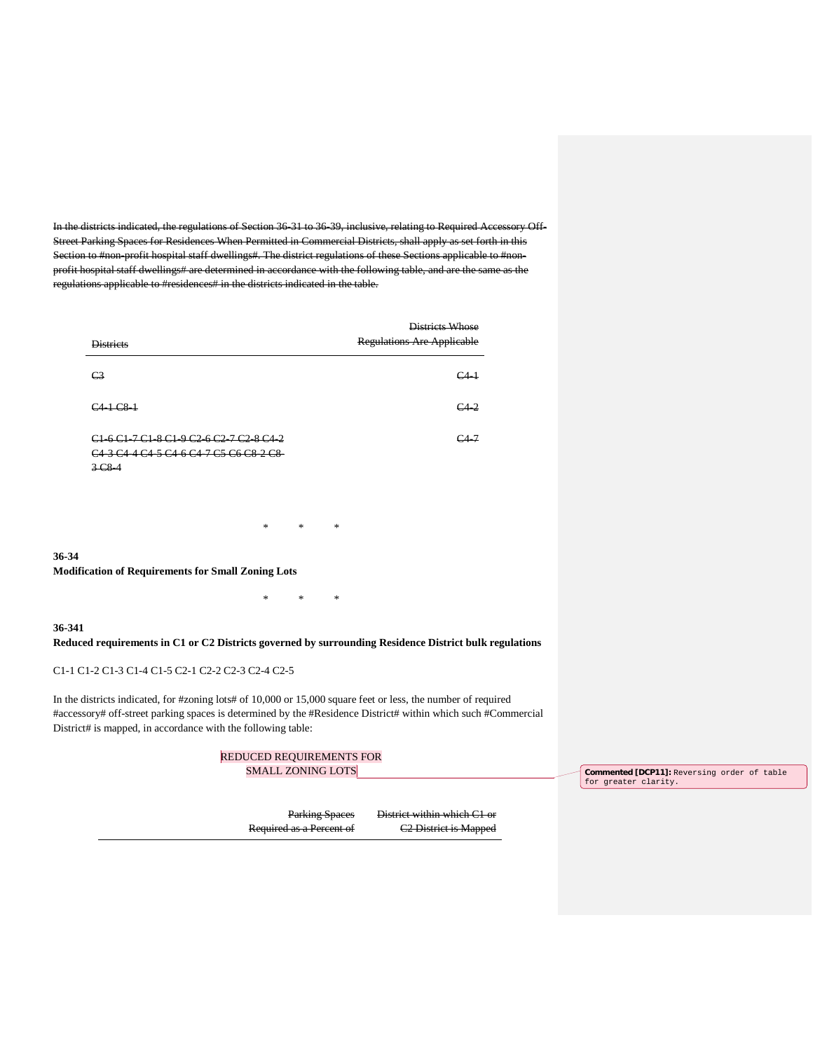~~In the districts indicated, the regulations of Section 36-31 to 36-39, inclusive, relating to Required Accessory Off-Street Parking Spaces for Residences When Permitted in Commercial Districts, shall apply as set forth in this Section to #non-profit hospital staff dwellings#. The district regulations of these Sections applicable to #non-profit hospital staff dwellings# are determined in accordance with the following table, and are the same as the regulations applicable to #residences# in the districts indicated in the table.~~

| ~~Districts~~ | ~~Districts Whose Regulations Are Applicable~~ |
|---|---|
| ~~C3~~ | ~~C4-1~~ |
| ~~C4-1 C8-1~~ | ~~C4-2~~ |
| ~~C1-6 C1-7 C1-8 C1-9 C2-6 C2-7 C2-8 C4-2 C4-3 C4-4 C4-5 C4-6 C4-7 C5 C6 C8-2 C8-3 C8-4~~ | ~~C4-7~~ |

\* \* \*

**36-34**
**Modification of Requirements for Small Zoning Lots**

\* \* \*

**36-341**
**Reduced requirements in C1 or C2 Districts governed by surrounding Residence District bulk regulations**

C1-1 C1-2 C1-3 C1-4 C1-5 C2-1 C2-2 C2-3 C2-4 C2-5

In the districts indicated, for #zoning lots# of 10,000 or 15,000 square feet or less, the number of required #accessory# off-street parking spaces is determined by the #Residence District# within which such #Commercial District# is mapped, in accordance with the following table:

REDUCED REQUIREMENTS FOR SMALL ZONING LOTS

Commented [DCP11]: Reversing order of table for greater clarity.

| ~~Parking Spaces Required as a Percent of~~ | ~~District within which C1 or C2 District is Mapped~~ |
|---|---|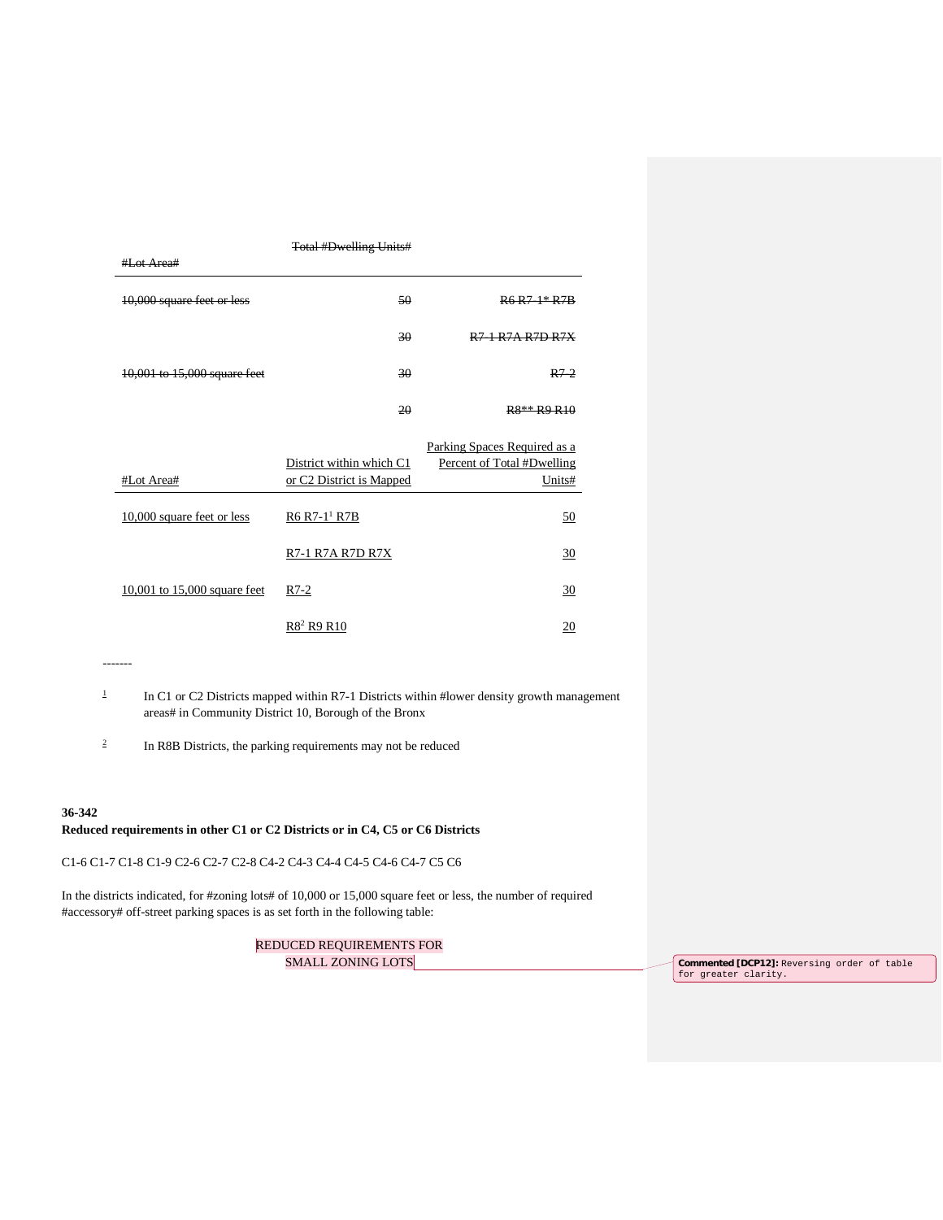| #Lot Area# | Total #Dwelling Units# | |
|---|---|---|
| 10,000 square feet or less | 50 | R6 R7-1* R7B |
| | 30 | R7-1 R7A R7D R7X |
| 10,001 to 15,000 square feet | 30 | R7-2 |
| | 20 | R8** R9 R10 |

| #Lot Area# | District within which C1 or C2 District is Mapped | Parking Spaces Required as a Percent of Total #Dwelling Units# |
|---|---|---|
| 10,000 square feet or less | R6 R7-1[1] R7B | 50 |
| | R7-1 R7A R7D R7X | 30 |
| 10,001 to 15,000 square feet | R7-2 | 30 |
| | R8[2] R9 R10 | 20 |

-------

[1] In C1 or C2 Districts mapped within R7-1 Districts within #lower density growth management areas# in Community District 10, Borough of the Bronx

[2] In R8B Districts, the parking requirements may not be reduced

**36-342**
**Reduced requirements in other C1 or C2 Districts or in C4, C5 or C6 Districts**

C1-6 C1-7 C1-8 C1-9 C2-6 C2-7 C2-8 C4-2 C4-3 C4-4 C4-5 C4-6 C4-7 C5 C6

In the districts indicated, for #zoning lots# of 10,000 or 15,000 square feet or less, the number of required #accessory# off-street parking spaces is as set forth in the following table:

REDUCED REQUIREMENTS FOR SMALL ZONING LOTS

Commented [DCP12]: Reversing order of table for greater clarity.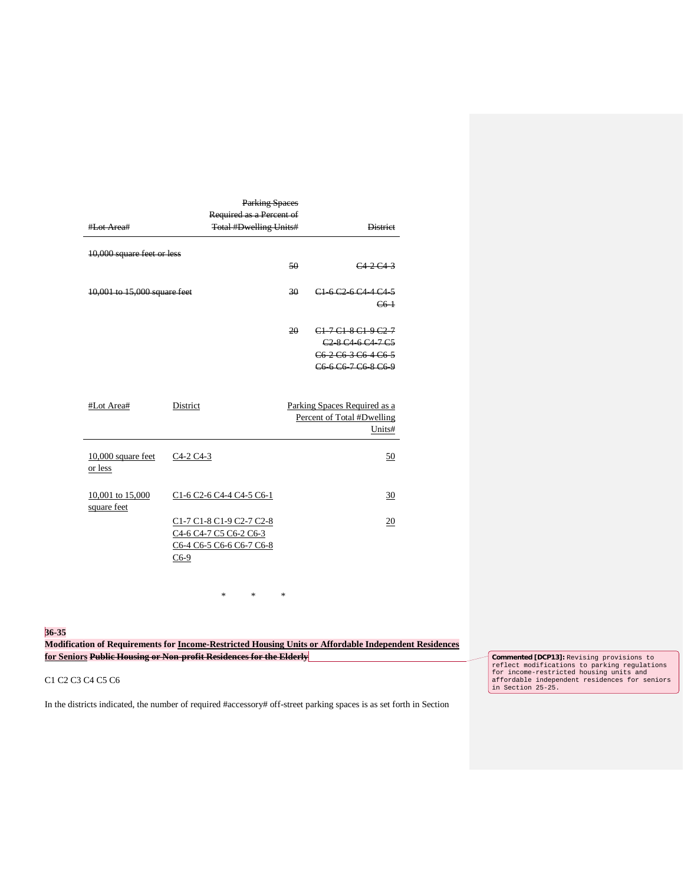| ~~#Lot Area#~~ | ~~Parking Spaces Required as a Percent of Total #Dwelling Units#~~ | ~~District~~ |
|---|---|---|
| ~~10,000 square feet or less~~ | ~~50~~ | ~~C4-2 C4-3~~ |
| ~~10,001 to 15,000 square feet~~ | ~~30~~ | ~~C1-6 C2-6 C4-4 C4-5 C6-1~~ |
| | ~~20~~ | ~~C1-7 C1-8 C1-9 C2-7 C2-8 C4-6 C4-7 C5 C6-2 C6-3 C6-4 C6-5 C6-6 C6-7 C6-8 C6-9~~ |

| #Lot Area# | District | Parking Spaces Required as a Percent of Total #Dwelling Units# |
|---|---|---|
| 10,000 square feet or less | C4-2 C4-3 | 50 |
| 10,001 to 15,000 square feet | C1-6 C2-6 C4-4 C4-5 C6-1 | 30 |
| | C1-7 C1-8 C1-9 C2-7 C2-8 C4-6 C4-7 C5 C6-2 C6-3 C6-4 C6-5 C6-6 C6-7 C6-8 C6-9 | 20 |

\* \* \*

**36-35**
**Modification of Requirements for Income-Restricted Housing Units or Affordable Independent Residences for Seniors ~~Public Housing or Non-profit Residences for the Elderly~~**

C1 C2 C3 C4 C5 C6

In the districts indicated, the number of required #accessory# off-street parking spaces is as set forth in Section

Commented [DCP13]: Revising provisions to reflect modifications to parking regulations for income-restricted housing units and affordable independent residences for seniors in Section 25-25.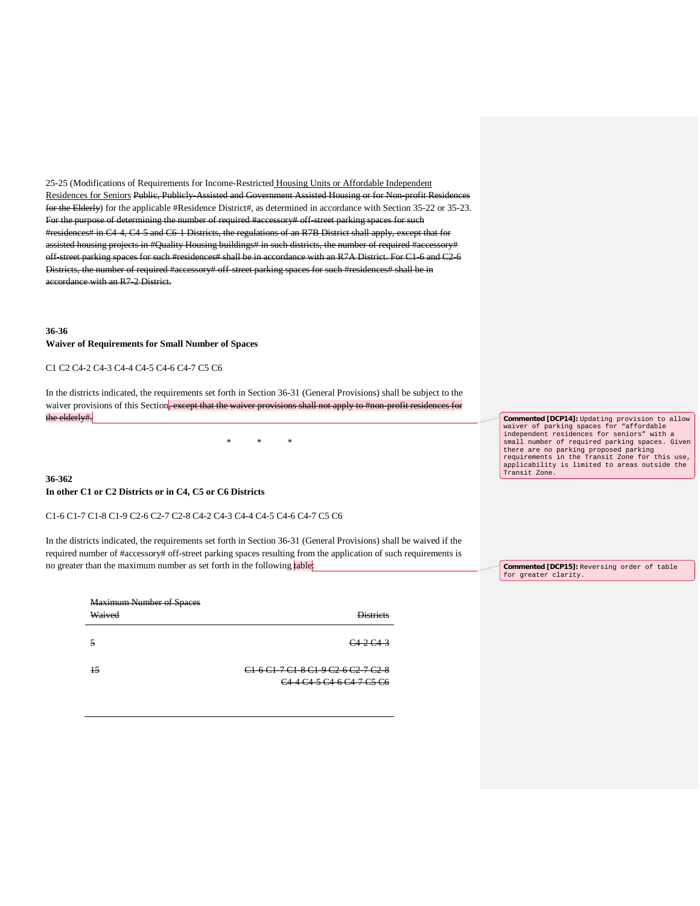25-25 (Modifications of Requirements for Income-Restricted <u>Housing Units or Affordable Independent Residences for Seniors</u> ~~Public, Publicly-Assisted and Government Assisted Housing or for Non-profit Residences for the Elderly~~) for the applicable #Residence District#, as determined in accordance with Section 35-22 or 35-23. ~~For the purpose of determining the number of required #accessory# off-street parking spaces for such #residences# in C4-4, C4-5 and C6-1 Districts, the regulations of an R7B District shall apply, except that for assisted housing projects in #Quality Housing buildings# in such districts, the number of required #accessory# off-street parking spaces for such #residences# shall be in accordance with an R7A District. For C1-6 and C2-6 Districts, the number of required #accessory# off-street parking spaces for such #residences# shall be in accordance with an R7-2 District.~~

**36-36**
**Waiver of Requirements for Small Number of Spaces**

C1 C2 C4-2 C4-3 C4-4 C4-5 C4-6 C4-7 C5 C6

In the districts indicated, the requirements set forth in Section 36-31 (General Provisions) shall be subject to the waiver provisions of this Section~~, except that the waiver provisions shall not apply to #non-profit residences for the elderly#~~.

> **Commented [DCP14]:** Updating provision to allow waiver of parking spaces for "affordable independent residences for seniors" with a small number of required parking spaces. Given there are no parking proposed parking requirements in the Transit Zone for this use, applicability is limited to areas outside the Transit Zone.

\* \* \*

**36-362**
**In other C1 or C2 Districts or in C4, C5 or C6 Districts**

C1-6 C1-7 C1-8 C1-9 C2-6 C2-7 C2-8 C4-2 C4-3 C4-4 C4-5 C4-6 C4-7 C5 C6

In the districts indicated, the requirements set forth in Section 36-31 (General Provisions) shall be waived if the required number of #accessory# off-street parking spaces resulting from the application of such requirements is no greater than the maximum number as set forth in the following table:

> **Commented [DCP15]:** Reversing order of table for greater clarity.

| ~~Maximum Number of Spaces Waived~~ | ~~Districts~~ |
|---|---|
| ~~5~~ | ~~C4-2 C4-3~~ |
| ~~15~~ | ~~C1-6 C1-7 C1-8 C1-9 C2-6 C2-7 C2-8 C4-4 C4-5 C4-6 C4-7 C5 C6~~ |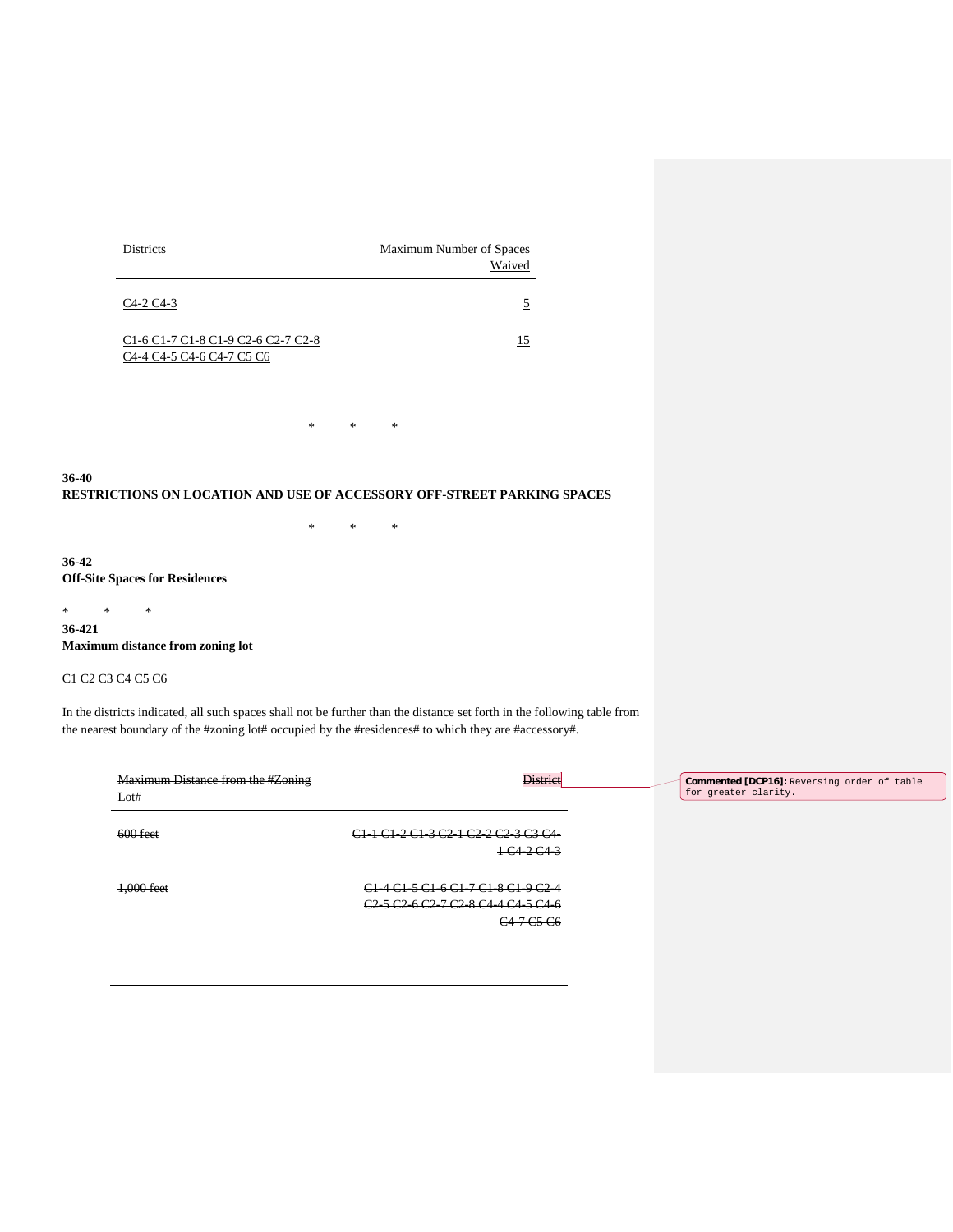| Districts | Maximum Number of Spaces Waived |
|---|---|
| C4-2 C4-3 | 5 |
| C1-6 C1-7 C1-8 C1-9 C2-6 C2-7 C2-8 C4-4 C4-5 C4-6 C4-7 C5 C6 | 15 |

\*        \*        \*

**36-40**
**RESTRICTIONS ON LOCATION AND USE OF ACCESSORY OFF-STREET PARKING SPACES**

\*        \*        \*

**36-42**
**Off-Site Spaces for Residences**

\*        \*        \*

**36-421**
**Maximum distance from zoning lot**

C1 C2 C3 C4 C5 C6

In the districts indicated, all such spaces shall not be further than the distance set forth in the following table from the nearest boundary of the #zoning lot# occupied by the #residences# to which they are #accessory#.

| ~~Maximum Distance from the #Zoning Lot#~~ | ~~District~~ |
|---|---|
| ~~600 feet~~ | ~~C1-1 C1-2 C1-3 C2-1 C2-2 C2-3 C3 C4-1 C4-2 C4-3~~ |
| ~~1,000 feet~~ | ~~C1-4 C1-5 C1-6 C1-7 C1-8 C1-9 C2-4 C2-5 C2-6 C2-7 C2-8 C4-4 C4-5 C4-6 C4-7 C5 C6~~ |

**Commented [DCP16]:** Reversing order of table for greater clarity.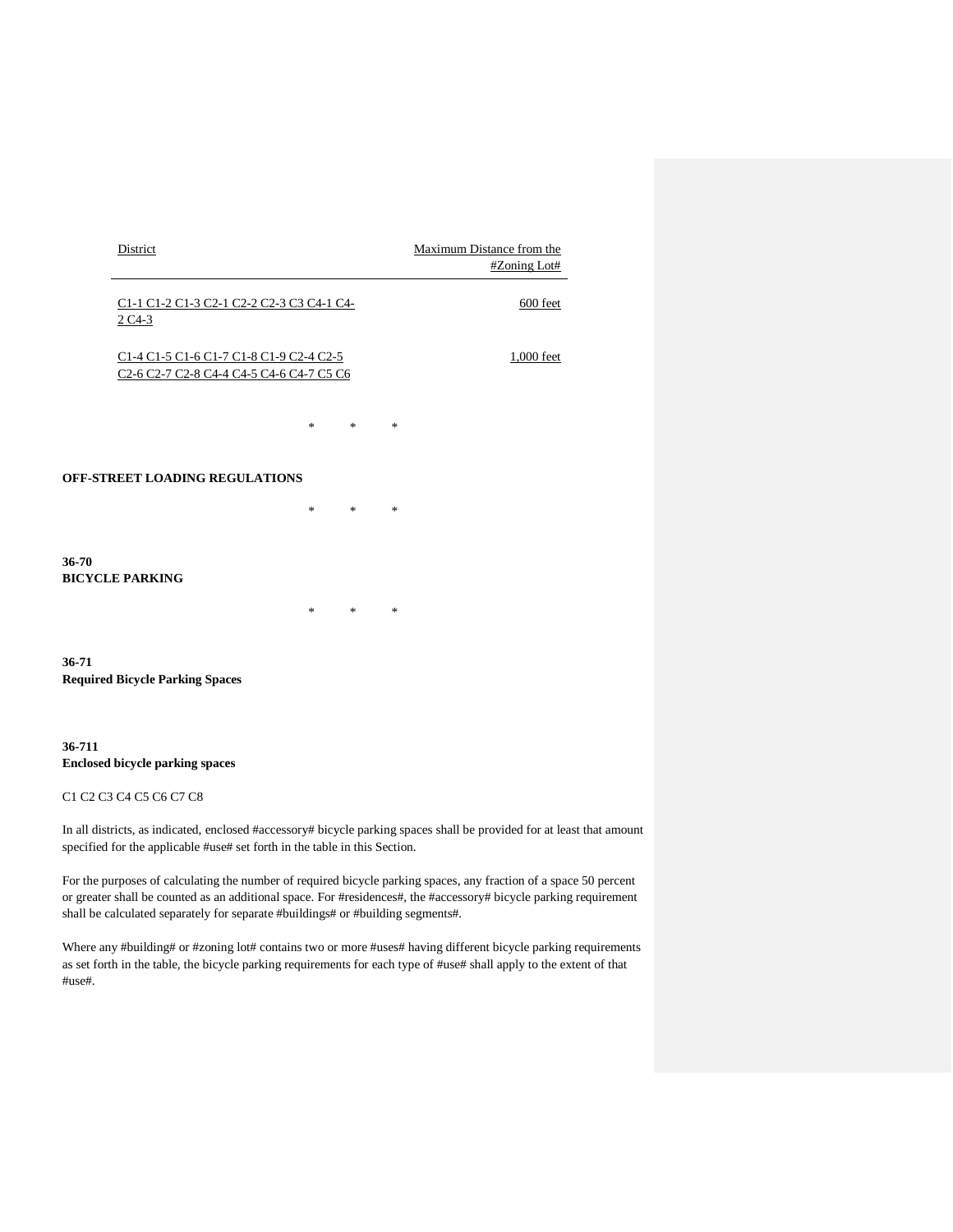| District | Maximum Distance from the #Zoning Lot# |
|---|---|
| C1-1 C1-2 C1-3 C2-1 C2-2 C2-3 C3 C4-1 C4-2 C4-3 | 600 feet |
| C1-4 C1-5 C1-6 C1-7 C1-8 C1-9 C2-4 C2-5 C2-6 C2-7 C2-8 C4-4 C4-5 C4-6 C4-7 C5 C6 | 1,000 feet |

\*　　\*　　\*

**OFF-STREET LOADING REGULATIONS**

\*　　\*　　\*

## 36-70
## BICYCLE PARKING

\*　　\*　　\*

### 36-71
### Required Bicycle Parking Spaces

#### 36-711
#### Enclosed bicycle parking spaces

C1 C2 C3 C4 C5 C6 C7 C8

In all districts, as indicated, enclosed #accessory# bicycle parking spaces shall be provided for at least that amount specified for the applicable #use# set forth in the table in this Section.

For the purposes of calculating the number of required bicycle parking spaces, any fraction of a space 50 percent or greater shall be counted as an additional space. For #residences#, the #accessory# bicycle parking requirement shall be calculated separately for separate #buildings# or #building segments#.

Where any #building# or #zoning lot# contains two or more #uses# having different bicycle parking requirements as set forth in the table, the bicycle parking requirements for each type of #use# shall apply to the extent of that #use#.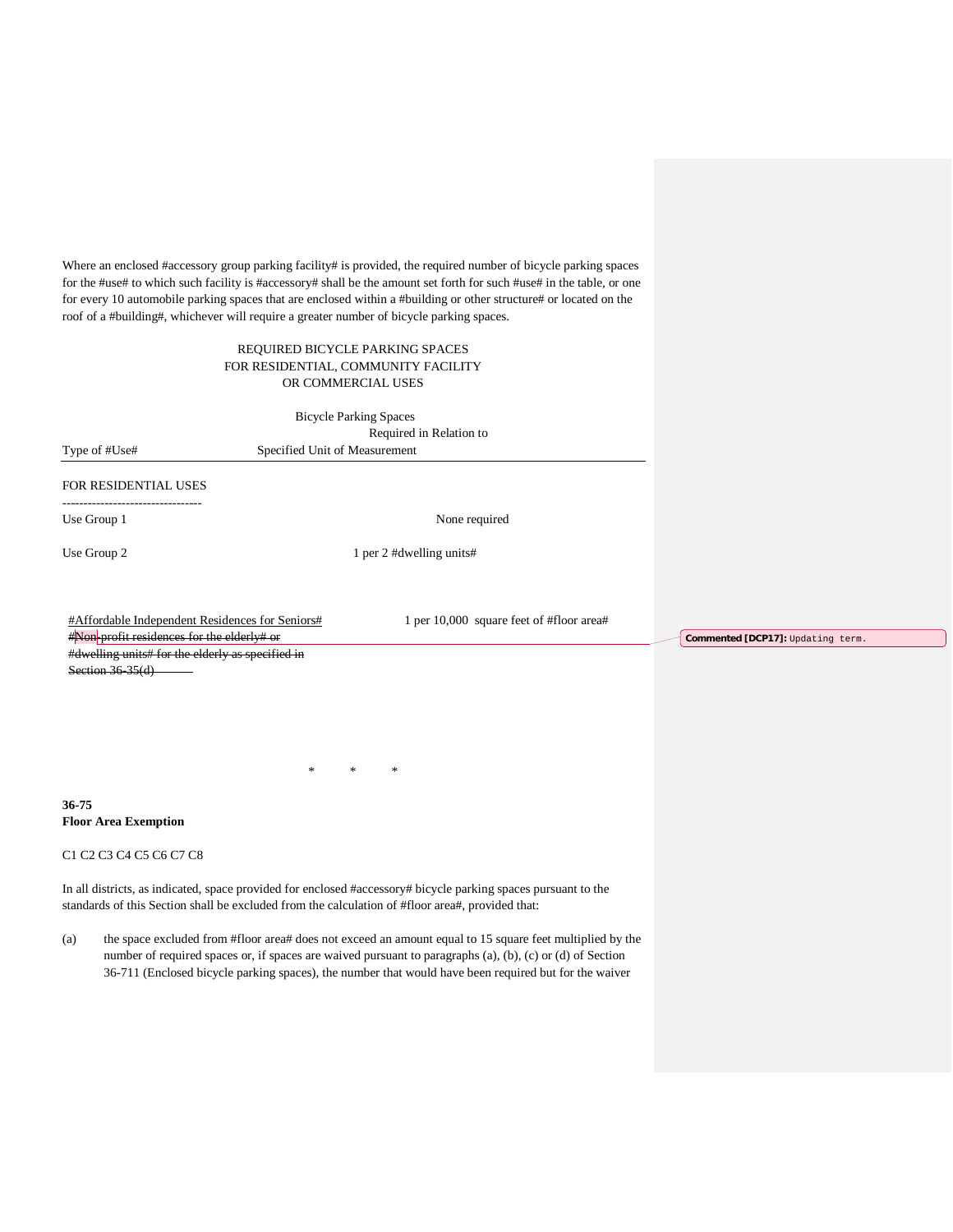Where an enclosed #accessory group parking facility# is provided, the required number of bicycle parking spaces for the #use# to which such facility is #accessory# shall be the amount set forth for such #use# in the table, or one for every 10 automobile parking spaces that are enclosed within a #building or other structure# or located on the roof of a #building#, whichever will require a greater number of bicycle parking spaces.

REQUIRED BICYCLE PARKING SPACES
FOR RESIDENTIAL, COMMUNITY FACILITY
OR COMMERCIAL USES

| Type of #Use# | Bicycle Parking Spaces Required in Relation to Specified Unit of Measurement |
|---|---|
| FOR RESIDENTIAL USES | |
| Use Group 1 | None required |
| Use Group 2 | 1 per 2 #dwelling units# |
| #Affordable Independent Residences for Seniors# ~~#Non-profit residences for the elderly# or #dwelling units# for the elderly as specified in Section 36-35(d)~~ | 1 per 10,000 square feet of #floor area# |

Commented [DCP17]: Updating term.

\* \* \*

**36-75**
**Floor Area Exemption**

C1 C2 C3 C4 C5 C6 C7 C8

In all districts, as indicated, space provided for enclosed #accessory# bicycle parking spaces pursuant to the standards of this Section shall be excluded from the calculation of #floor area#, provided that:

(a) the space excluded from #floor area# does not exceed an amount equal to 15 square feet multiplied by the number of required spaces or, if spaces are waived pursuant to paragraphs (a), (b), (c) or (d) of Section 36-711 (Enclosed bicycle parking spaces), the number that would have been required but for the waiver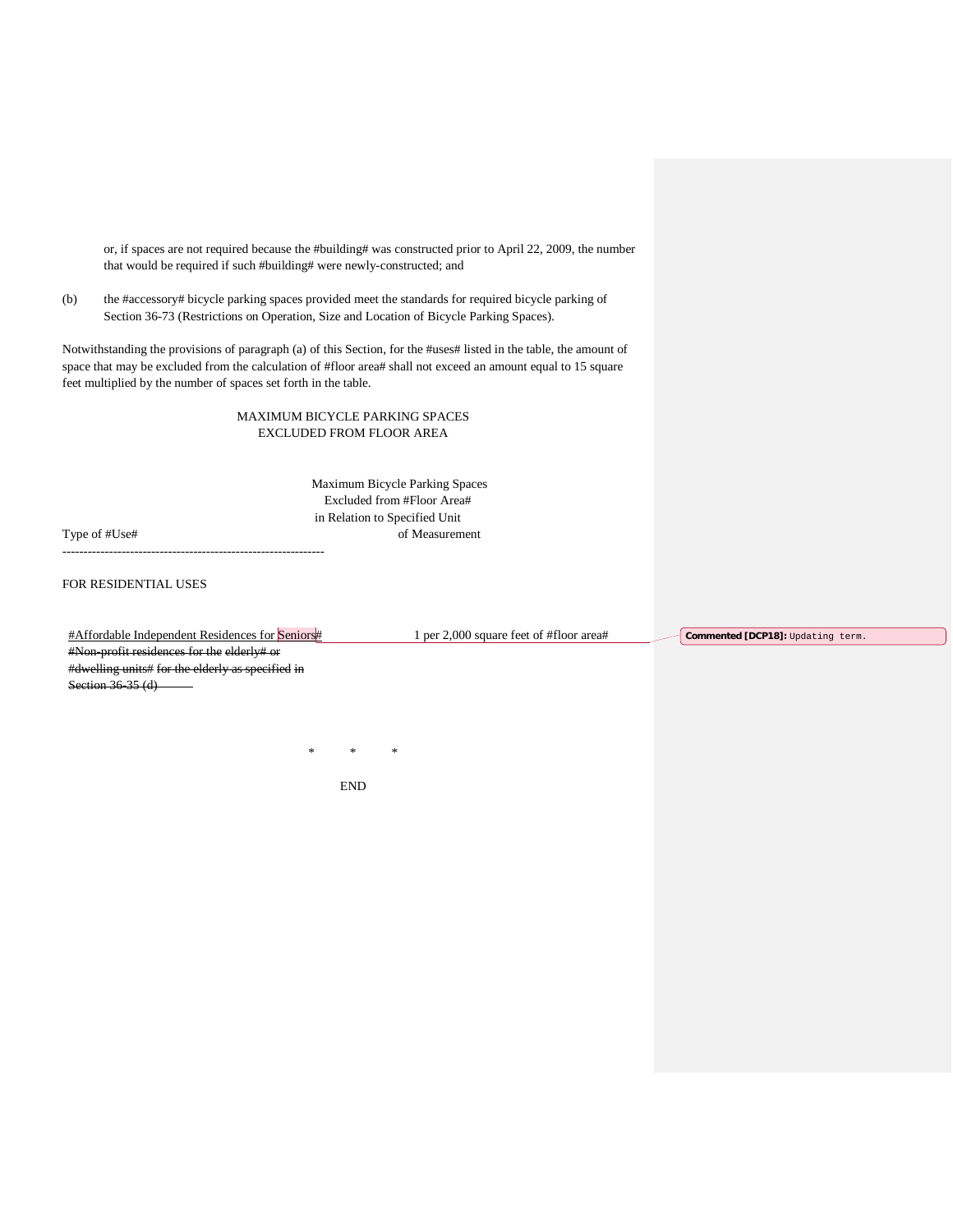or, if spaces are not required because the #building# was constructed prior to April 22, 2009, the number that would be required if such #building# were newly-constructed; and

(b) the #accessory# bicycle parking spaces provided meet the standards for required bicycle parking of Section 36-73 (Restrictions on Operation, Size and Location of Bicycle Parking Spaces).

Notwithstanding the provisions of paragraph (a) of this Section, for the #uses# listed in the table, the amount of space that may be excluded from the calculation of #floor area# shall not exceed an amount equal to 15 square feet multiplied by the number of spaces set forth in the table.

MAXIMUM BICYCLE PARKING SPACES
EXCLUDED FROM FLOOR AREA

| Type of #Use# | Maximum Bicycle Parking Spaces Excluded from #Floor Area# in Relation to Specified Unit of Measurement |
|---|---|
| FOR RESIDENTIAL USES | |
| #Affordable Independent Residences for Seniors# ~~#Non-profit residences for the elderly# or #dwelling units# for the elderly as specified in Section 36-35 (d)~~ | 1 per 2,000 square feet of #floor area# |

Commented [DCP18]: Updating term.

\* \* \*

END